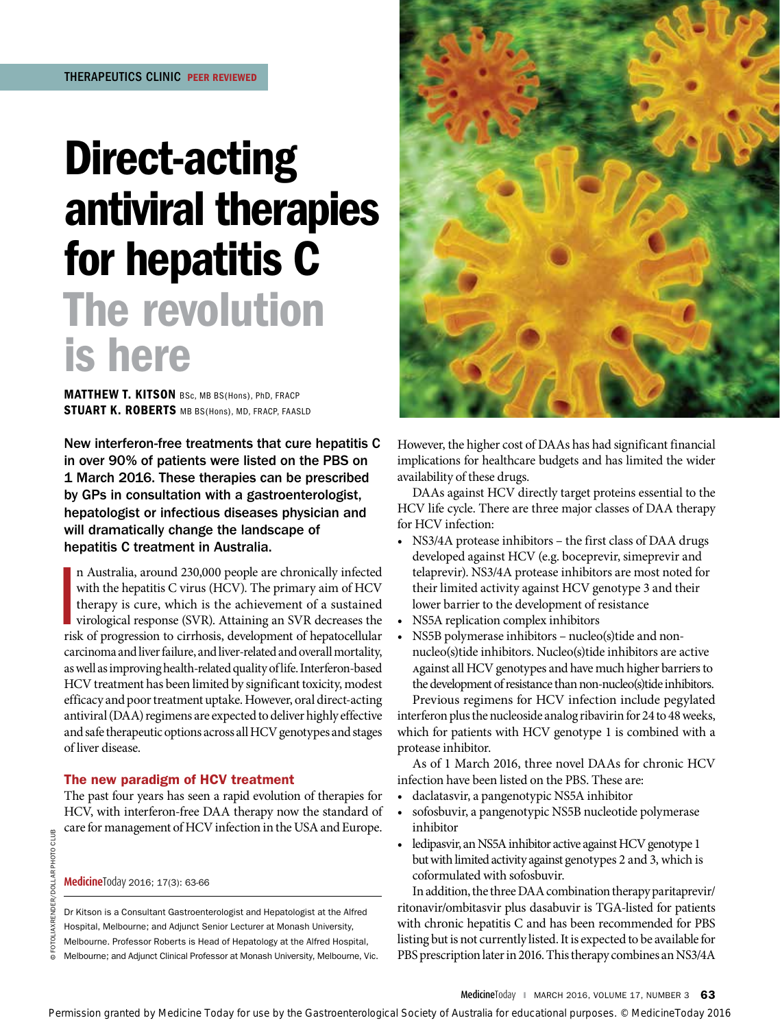THERAPEUTICS CLINIC **PEER REVIEWED**

# Direct-acting antiviral therapies for hepatitis C

## The revolution is here

**MATTHEW T. KITSON** BSc, MB BS(Hons), PhD, FRACP
**STUART K. ROBERTS** MB BS(Hons), MD, FRACP, FAASLD

**New interferon-free treatments that cure hepatitis C in over 90% of patients were listed on the PBS on 1 March 2016. These therapies can be prescribed by GPs in consultation with a gastroenterologist, hepatologist or infectious diseases physician and will dramatically change the landscape of hepatitis C treatment in Australia.**

In Australia, around 230,000 people are chronically infected with the hepatitis C virus (HCV). The primary aim of HCV therapy is cure, which is the achievement of a sustained virological response (SVR). Attaining an SVR decreases the risk of progression to cirrhosis, development of hepatocellular carcinoma and liver failure, and liver-related and overall mortality, as well as improving health-related quality of life. Interferon-based HCV treatment has been limited by significant toxicity, modest efficacy and poor treatment uptake. However, oral direct-acting antiviral (DAA) regimens are expected to deliver highly effective and safe therapeutic options across all HCV genotypes and stages of liver disease.

### The new paradigm of HCV treatment

The past four years has seen a rapid evolution of therapies for HCV, with interferon-free DAA therapy now the standard of care for management of HCV infection in the USA and Europe. However, the higher cost of DAAs has had significant financial implications for healthcare budgets and has limited the wider availability of these drugs.

DAAs against HCV directly target proteins essential to the HCV life cycle. There are three major classes of DAA therapy for HCV infection:

- NS3/4A protease inhibitors – the first class of DAA drugs developed against HCV (e.g. boceprevir, simeprevir and telaprevir). NS3/4A protease inhibitors are most noted for their limited activity against HCV genotype 3 and their lower barrier to the development of resistance
- NS5A replication complex inhibitors
- NS5B polymerase inhibitors – nucleo(s)tide and non-nucleo(s)tide inhibitors. Nucleo(s)tide inhibitors are active against all HCV genotypes and have much higher barriers to the development of resistance than non-nucleo(s)tide inhibitors.

Previous regimens for HCV infection include pegylated interferon plus the nucleoside analog ribavirin for 24 to 48 weeks, which for patients with HCV genotype 1 is combined with a protease inhibitor.

As of 1 March 2016, three novel DAAs for chronic HCV infection have been listed on the PBS. These are:

- daclatasvir, a pangenotypic NS5A inhibitor
- sofosbuvir, a pangenotypic NS5B nucleotide polymerase inhibitor
- ledipasvir, an NS5A inhibitor active against HCV genotype 1 but with limited activity against genotypes 2 and 3, which is coformulated with sofosbuvir.

In addition, the three DAA combination therapy paritaprevir/ritonavir/ombitasvir plus dasabuvir is TGA-listed for patients with chronic hepatitis C and has been recommended for PBS listing but is not currently listed. It is expected to be available for PBS prescription later in 2016. This therapy combines an NS3/4A

Dr Kitson is a Consultant Gastroenterologist and Hepatologist at the Alfred Hospital, Melbourne; and Adjunct Senior Lecturer at Monash University, Melbourne. Professor Roberts is Head of Hepatology at the Alfred Hospital, Melbourne; and Adjunct Clinical Professor at Monash University, Melbourne, Vic.

Permission granted by Medicine Today for use by the Gastroenterological Society of Australia for educational purposes. © MedicineToday 2016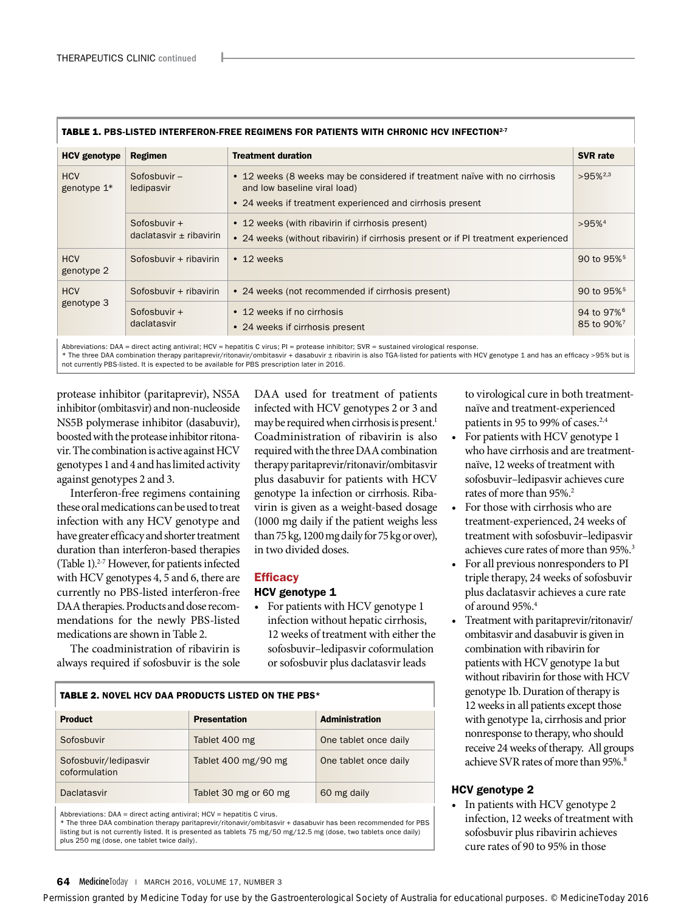**TABLE 1. PBS-LISTED INTERFERON-FREE REGIMENS FOR PATIENTS WITH CHRONIC HCV INFECTION[2-7]**

| HCV genotype | Regimen | Treatment duration | SVR rate |
|---|---|---|---|
| HCV genotype 1* | Sofosbuvir – ledipasvir | • 12 weeks (8 weeks may be considered if treatment naïve with no cirrhosis and low baseline viral load)<br>• 24 weeks if treatment experienced and cirrhosis present | >95%[2,3] |
| | Sofosbuvir + daclatasvir ± ribavirin | • 12 weeks (with ribavirin if cirrhosis present)<br>• 24 weeks (without ribavirin) if cirrhosis present or if PI treatment experienced | >95%[4] |
| HCV genotype 2 | Sofosbuvir + ribavirin | • 12 weeks | 90 to 95%[5] |
| HCV genotype 3 | Sofosbuvir + ribavirin | • 24 weeks (not recommended if cirrhosis present) | 90 to 95%[5] |
| | Sofosbuvir + daclatasvir | • 12 weeks if no cirrhosis<br>• 24 weeks if cirrhosis present | 94 to 97%[6]<br>85 to 90%[7] |

Abbreviations: DAA = direct acting antiviral; HCV = hepatitis C virus; PI = protease inhibitor; SVR = sustained virological response.
* The three DAA combination therapy paritaprevir/ritonavir/ombitasvir + dasabuvir ± ribavirin is also TGA-listed for patients with HCV genotype 1 and has an efficacy >95% but is not currently PBS-listed. It is expected to be available for PBS prescription later in 2016.

protease inhibitor (paritaprevir), NS5A inhibitor (ombitasvir) and non-nucleoside NS5B polymerase inhibitor (dasabuvir), boosted with the protease inhibitor ritonavir. The combination is active against HCV genotypes 1 and 4 and has limited activity against genotypes 2 and 3.

Interferon-free regimens containing these oral medications can be used to treat infection with any HCV genotype and have greater efficacy and shorter treatment duration than interferon-based therapies (Table 1).[2-7] However, for patients infected with HCV genotypes 4, 5 and 6, there are currently no PBS-listed interferon-free DAA therapies. Products and dose recommendations for the newly PBS-listed medications are shown in Table 2.

The coadministration of ribavirin is always required if sofosbuvir is the sole DAA used for treatment of patients infected with HCV genotypes 2 or 3 and may be required when cirrhosis is present.[1] Coadministration of ribavirin is also required with the three DAA combination therapy paritaprevir/ritonavir/ombitasvir plus dasabuvir for patients with HCV genotype 1a infection or cirrhosis. Ribavirin is given as a weight-based dosage (1000 mg daily if the patient weighs less than 75 kg, 1200 mg daily for 75 kg or over), in two divided doses.

## Efficacy

### HCV genotype 1

- For patients with HCV genotype 1 infection without hepatic cirrhosis, 12 weeks of treatment with either the sofosbuvir–ledipasvir coformulation or sofosbuvir plus daclatasvir leads to virological cure in both treatment-naïve and treatment-experienced patients in 95 to 99% of cases.[2,4]
- For patients with HCV genotype 1 who have cirrhosis and are treatment-naïve, 12 weeks of treatment with sofosbuvir–ledipasvir achieves cure rates of more than 95%.[2]
- For those with cirrhosis who are treatment-experienced, 24 weeks of treatment with sofosbuvir–ledipasvir achieves cure rates of more than 95%.[3]
- For all previous nonresponders to PI triple therapy, 24 weeks of sofosbuvir plus daclatasvir achieves a cure rate of around 95%.[4]
- Treatment with paritaprevir/ritonavir/ombitasvir and dasabuvir is given in combination with ribavirin for patients with HCV genotype 1a but without ribavirin for those with HCV genotype 1b. Duration of therapy is 12 weeks in all patients except those with genotype 1a, cirrhosis and prior nonresponse to therapy, who should receive 24 weeks of therapy. All groups achieve SVR rates of more than 95%.[8]

### HCV genotype 2

- In patients with HCV genotype 2 infection, 12 weeks of treatment with sofosbuvir plus ribavirin achieves cure rates of 90 to 95% in those

**TABLE 2. NOVEL HCV DAA PRODUCTS LISTED ON THE PBS***

| Product | Presentation | Administration |
|---|---|---|
| Sofosbuvir | Tablet 400 mg | One tablet once daily |
| Sofosbuvir/ledipasvir coformulation | Tablet 400 mg/90 mg | One tablet once daily |
| Daclatasvir | Tablet 30 mg or 60 mg | 60 mg daily |

Abbreviations: DAA = direct acting antiviral; HCV = hepatitis C virus.
* The three DAA combination therapy paritaprevir/ritonavir/ombitasvir + dasabuvir has been recommended for PBS listing but is not currently listed. It is presented as tablets 75 mg/50 mg/12.5 mg (dose, two tablets once daily) plus 250 mg (dose, one tablet twice daily).

Permission granted by Medicine Today for use by the Gastroenterological Society of Australia for educational purposes. © MedicineToday 2016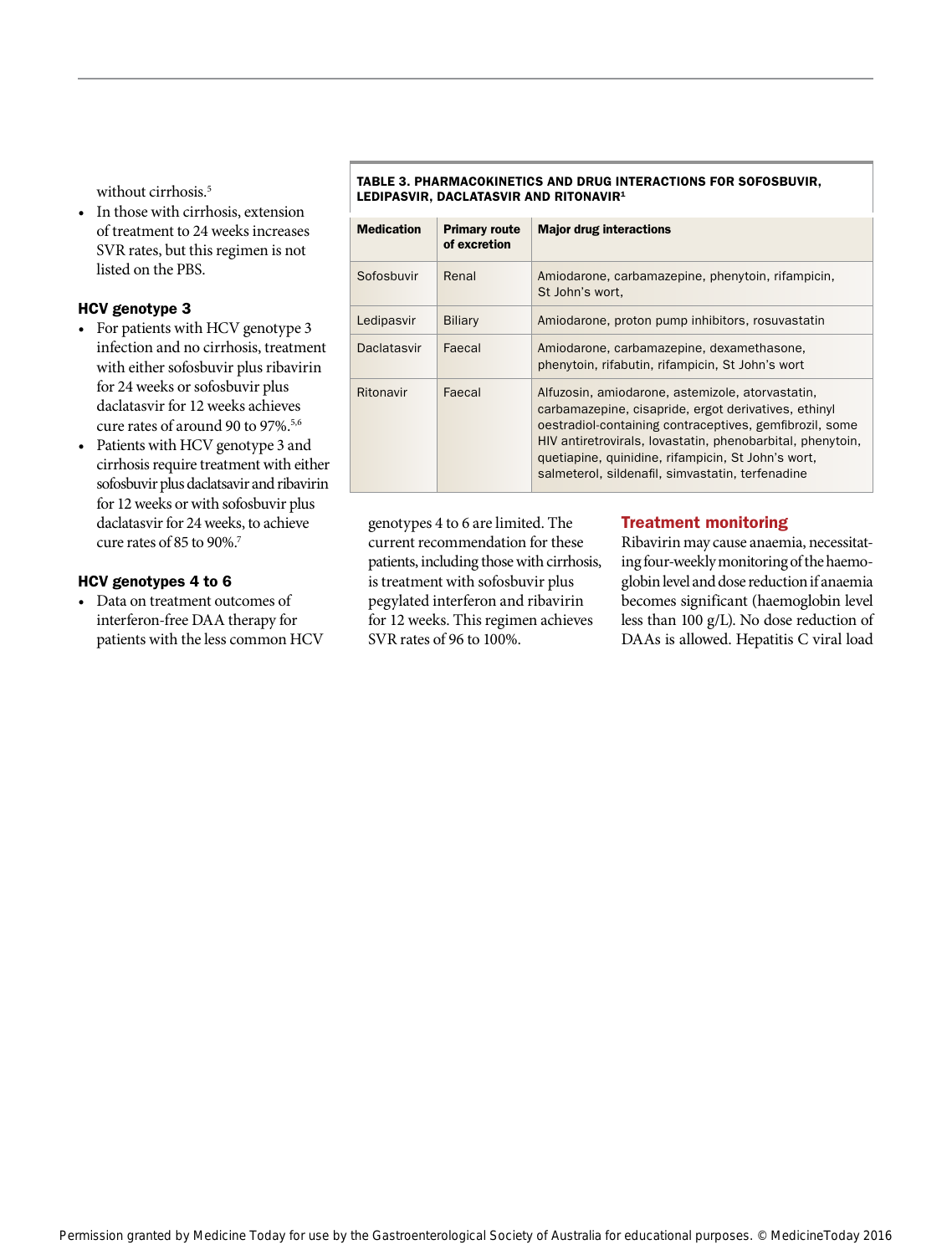without cirrhosis.[5]

- In those with cirrhosis, extension of treatment to 24 weeks increases SVR rates, but this regimen is not listed on the PBS.

### HCV genotype 3

- For patients with HCV genotype 3 infection and no cirrhosis, treatment with either sofosbuvir plus ribavirin for 24 weeks or sofosbuvir plus daclatasvir for 12 weeks achieves cure rates of around 90 to 97%.[5,6]
- Patients with HCV genotype 3 and cirrhosis require treatment with either sofosbuvir plus daclatsavir and ribavirin for 12 weeks or with sofosbuvir plus daclatasvir for 24 weeks, to achieve cure rates of 85 to 90%.[7]

### HCV genotypes 4 to 6

- Data on treatment outcomes of interferon-free DAA therapy for patients with the less common HCV genotypes 4 to 6 are limited. The current recommendation for these patients, including those with cirrhosis, is treatment with sofosbuvir plus pegylated interferon and ribavirin for 12 weeks. This regimen achieves SVR rates of 96 to 100%.

**TABLE 3. PHARMACOKINETICS AND DRUG INTERACTIONS FOR SOFOSBUVIR, LEDIPASVIR, DACLATASVIR AND RITONAVIR[1]**

| Medication | Primary route of excretion | Major drug interactions |
|---|---|---|
| Sofosbuvir | Renal | Amiodarone, carbamazepine, phenytoin, rifampicin, St John's wort, |
| Ledipasvir | Biliary | Amiodarone, proton pump inhibitors, rosuvastatin |
| Daclatasvir | Faecal | Amiodarone, carbamazepine, dexamethasone, phenytoin, rifabutin, rifampicin, St John's wort |
| Ritonavir | Faecal | Alfuzosin, amiodarone, astemizole, atorvastatin, carbamazepine, cisapride, ergot derivatives, ethinyl oestradiol-containing contraceptives, gemfibrozil, some HIV antiretrovirals, lovastatin, phenobarbital, phenytoin, quetiapine, quinidine, rifampicin, St John's wort, salmeterol, sildenafil, simvastatin, terfenadine |

## Treatment monitoring

Ribavirin may cause anaemia, necessitating four-weekly monitoring of the haemoglobin level and dose reduction if anaemia becomes significant (haemoglobin level less than 100 g/L). No dose reduction of DAAs is allowed. Hepatitis C viral load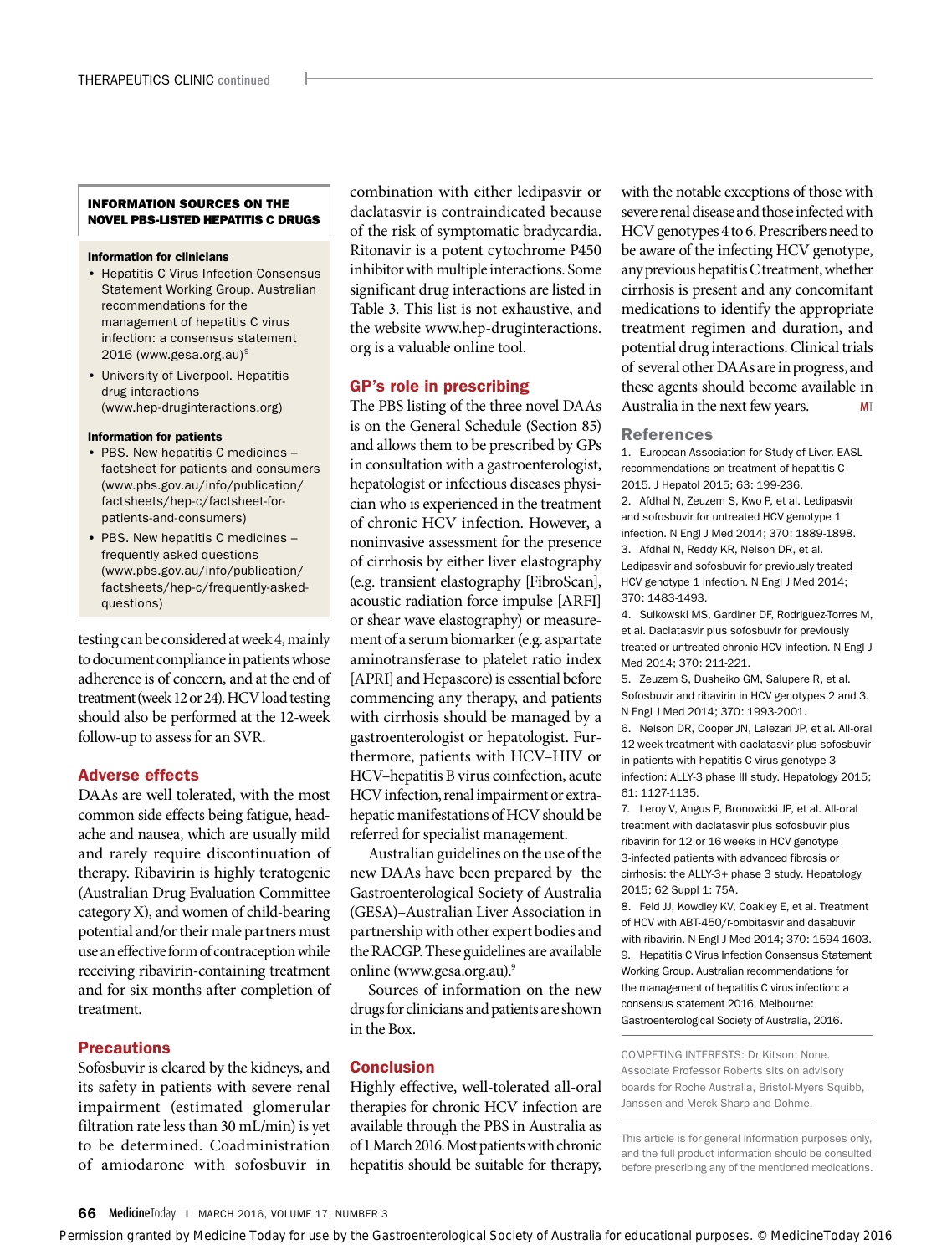### INFORMATION SOURCES ON THE NOVEL PBS-LISTED HEPATITIS C DRUGS

**Information for clinicians**

- Hepatitis C Virus Infection Consensus Statement Working Group. Australian recommendations for the management of hepatitis C virus infection: a consensus statement 2016 (www.gesa.org.au)[9]
- University of Liverpool. Hepatitis drug interactions (www.hep-druginteractions.org)

**Information for patients**

- PBS. New hepatitis C medicines – factsheet for patients and consumers (www.pbs.gov.au/info/publication/factsheets/hep-c/factsheet-for-patients-and-consumers)
- PBS. New hepatitis C medicines – frequently asked questions (www.pbs.gov.au/info/publication/factsheets/hep-c/frequently-asked-questions)

testing can be considered at week 4, mainly to document compliance in patients whose adherence is of concern, and at the end of treatment (week 12 or 24). HCV load testing should also be performed at the 12-week follow-up to assess for an SVR.

## Adverse effects

DAAs are well tolerated, with the most common side effects being fatigue, headache and nausea, which are usually mild and rarely require discontinuation of therapy. Ribavirin is highly teratogenic (Australian Drug Evaluation Committee category X), and women of child-bearing potential and/or their male partners must use an effective form of contraception while receiving ribavirin-containing treatment and for six months after completion of treatment.

## Precautions

Sofosbuvir is cleared by the kidneys, and its safety in patients with severe renal impairment (estimated glomerular filtration rate less than 30 mL/min) is yet to be determined. Coadministration of amiodarone with sofosbuvir in combination with either ledipasvir or daclatasvir is contraindicated because of the risk of symptomatic bradycardia. Ritonavir is a potent cytochrome P450 inhibitor with multiple interactions. Some significant drug interactions are listed in Table 3. This list is not exhaustive, and the website www.hep-druginteractions.org is a valuable online tool.

## GP's role in prescribing

The PBS listing of the three novel DAAs is on the General Schedule (Section 85) and allows them to be prescribed by GPs in consultation with a gastroenterologist, hepatologist or infectious diseases physician who is experienced in the treatment of chronic HCV infection. However, a noninvasive assessment for the presence of cirrhosis by either liver elastography (e.g. transient elastography [FibroScan], acoustic radiation force impulse [ARFI] or shear wave elastography) or measurement of a serum biomarker (e.g. aspartate aminotransferase to platelet ratio index [APRI] and Hepascore) is essential before commencing any therapy, and patients with cirrhosis should be managed by a gastroenterologist or hepatologist. Furthermore, patients with HCV–HIV or HCV–hepatitis B virus coinfection, acute HCV infection, renal impairment or extrahepatic manifestations of HCV should be referred for specialist management.

Australian guidelines on the use of the new DAAs have been prepared by the Gastroenterological Society of Australia (GESA)–Australian Liver Association in partnership with other expert bodies and the RACGP. These guidelines are available online (www.gesa.org.au).[9]

Sources of information on the new drugs for clinicians and patients are shown in the Box.

## Conclusion

Highly effective, well-tolerated all-oral therapies for chronic HCV infection are available through the PBS in Australia as of 1 March 2016. Most patients with chronic hepatitis should be suitable for therapy, with the notable exceptions of those with severe renal disease and those infected with HCV genotypes 4 to 6. Prescribers need to be aware of the infecting HCV genotype, any previous hepatitis C treatment, whether cirrhosis is present and any concomitant medications to identify the appropriate treatment regimen and duration, and potential drug interactions. Clinical trials of several other DAAs are in progress, and these agents should become available in Australia in the next few years. MT

## References

1. European Association for Study of Liver. EASL recommendations on treatment of hepatitis C 2015. J Hepatol 2015; 63: 199-236.
2. Afdhal N, Zeuzem S, Kwo P, et al. Ledipasvir and sofosbuvir for untreated HCV genotype 1 infection. N Engl J Med 2014; 370: 1889-1898.
3. Afdhal N, Reddy KR, Nelson DR, et al. Ledipasvir and sofosbuvir for previously treated HCV genotype 1 infection. N Engl J Med 2014; 370: 1483-1493.
4. Sulkowski MS, Gardiner DF, Rodriguez-Torres M, et al. Daclatasvir plus sofosbuvir for previously treated or untreated chronic HCV infection. N Engl J Med 2014; 370: 211-221.
5. Zeuzem S, Dusheiko GM, Salupere R, et al. Sofosbuvir and ribavirin in HCV genotypes 2 and 3. N Engl J Med 2014; 370: 1993-2001.
6. Nelson DR, Cooper JN, Lalezari JP, et al. All-oral 12-week treatment with daclatasvir plus sofosbuvir in patients with hepatitis C virus genotype 3 infection: ALLY-3 phase III study. Hepatology 2015; 61: 1127-1135.
7. Leroy V, Angus P, Bronowicki JP, et al. All-oral treatment with daclatasvir plus sofosbuvir plus ribavirin for 12 or 16 weeks in HCV genotype 3-infected patients with advanced fibrosis or cirrhosis: the ALLY-3+ phase 3 study. Hepatology 2015; 62 Suppl 1: 75A.
8. Feld JJ, Kowdley KV, Coakley E, et al. Treatment of HCV with ABT-450/r-ombitasvir and dasabuvir with ribavirin. N Engl J Med 2014; 370: 1594-1603.
9. Hepatitis C Virus Infection Consensus Statement Working Group. Australian recommendations for the management of hepatitis C virus infection: a consensus statement 2016. Melbourne: Gastroenterological Society of Australia, 2016.

COMPETING INTERESTS: Dr Kitson: None. Associate Professor Roberts sits on advisory boards for Roche Australia, Bristol-Myers Squibb, Janssen and Merck Sharp and Dohme.

This article is for general information purposes only, and the full product information should be consulted before prescribing any of the mentioned medications.

Permission granted by Medicine Today for use by the Gastroenterological Society of Australia for educational purposes. © MedicineToday 2016